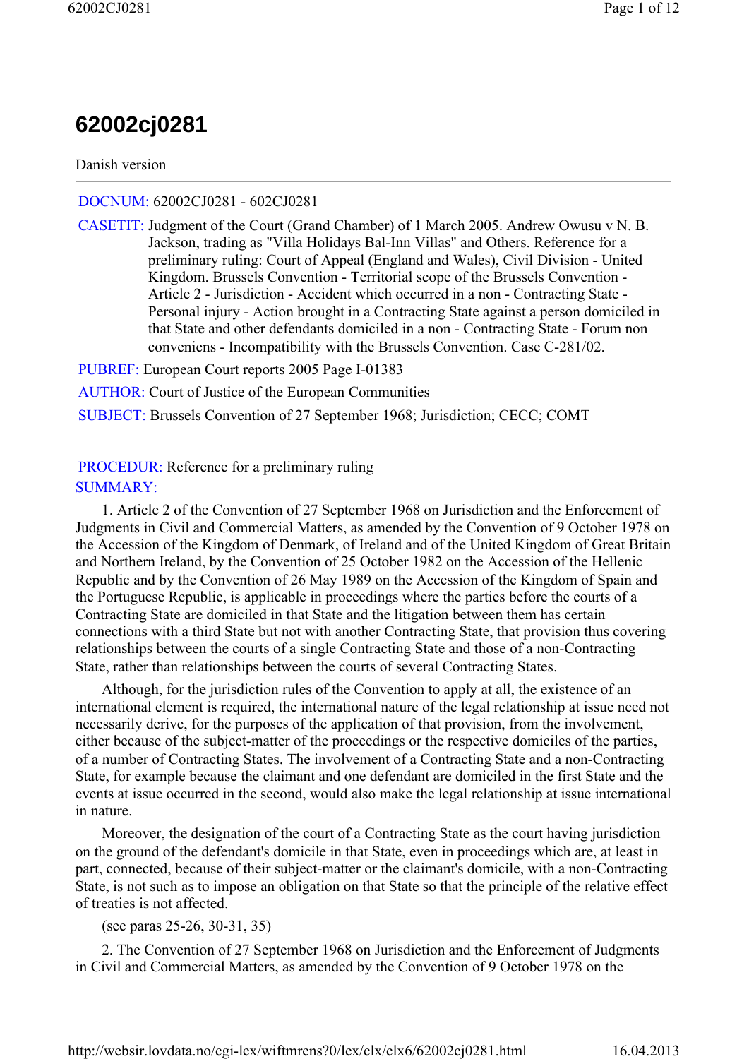# 62002cj0281

Danish version

DOCNUM: 62002CJ0281 - 602CJ0281

CASETIT: Judgment of the Court (Grand Chamber) of 1 March 2005. Andrew Owusu v N. B. Jackson, trading as "Villa Holidays Bal-Inn Villas" and Others. Reference for a preliminary ruling: Court of Appeal (England and Wales), Civil Division - United Kingdom. Brussels Convention - Territorial scope of the Brussels Convention - Article 2 - Jurisdiction - Accident which occurred in a non - Contracting State - Personal injury - Action brought in a Contracting State against a person domiciled in that State and other defendants domiciled in a non - Contracting State - Forum non conveniens - Incompatibility with the Brussels Convention. Case C-281/02.

PUBREF: European Court reports 2005 Page I-01383

AUTHOR: Court of Justice of the European Communities

SUBJECT: Brussels Convention of 27 September 1968; Jurisdiction; CECC; COMT

PROCEDUR: Reference for a preliminary ruling

SUMMARY:

1. Article 2 of the Convention of 27 September 1968 on Jurisdiction and the Enforcement of Judgments in Civil and Commercial Matters, as amended by the Convention of 9 October 1978 on the Accession of the Kingdom of Denmark, of Ireland and of the United Kingdom of Great Britain and Northern Ireland, by the Convention of 25 October 1982 on the Accession of the Hellenic Republic and by the Convention of 26 May 1989 on the Accession of the Kingdom of Spain and the Portuguese Republic, is applicable in proceedings where the parties before the courts of a Contracting State are domiciled in that State and the litigation between them has certain connections with a third State but not with another Contracting State, that provision thus covering relationships between the courts of a single Contracting State and those of a non-Contracting State, rather than relationships between the courts of several Contracting States.

Although, for the jurisdiction rules of the Convention to apply at all, the existence of an international element is required, the international nature of the legal relationship at issue need not necessarily derive, for the purposes of the application of that provision, from the involvement, either because of the subject-matter of the proceedings or the respective domiciles of the parties, of a number of Contracting States. The involvement of a Contracting State and a non-Contracting State, for example because the claimant and one defendant are domiciled in the first State and the events at issue occurred in the second, would also make the legal relationship at issue international in nature.

Moreover, the designation of the court of a Contracting State as the court having jurisdiction on the ground of the defendant's domicile in that State, even in proceedings which are, at least in part, connected, because of their subject-matter or the claimant's domicile, with a non-Contracting State, is not such as to impose an obligation on that State so that the principle of the relative effect of treaties is not affected.

(see paras 25-26, 30-31, 35)

2. The Convention of 27 September 1968 on Jurisdiction and the Enforcement of Judgments in Civil and Commercial Matters, as amended by the Convention of 9 October 1978 on the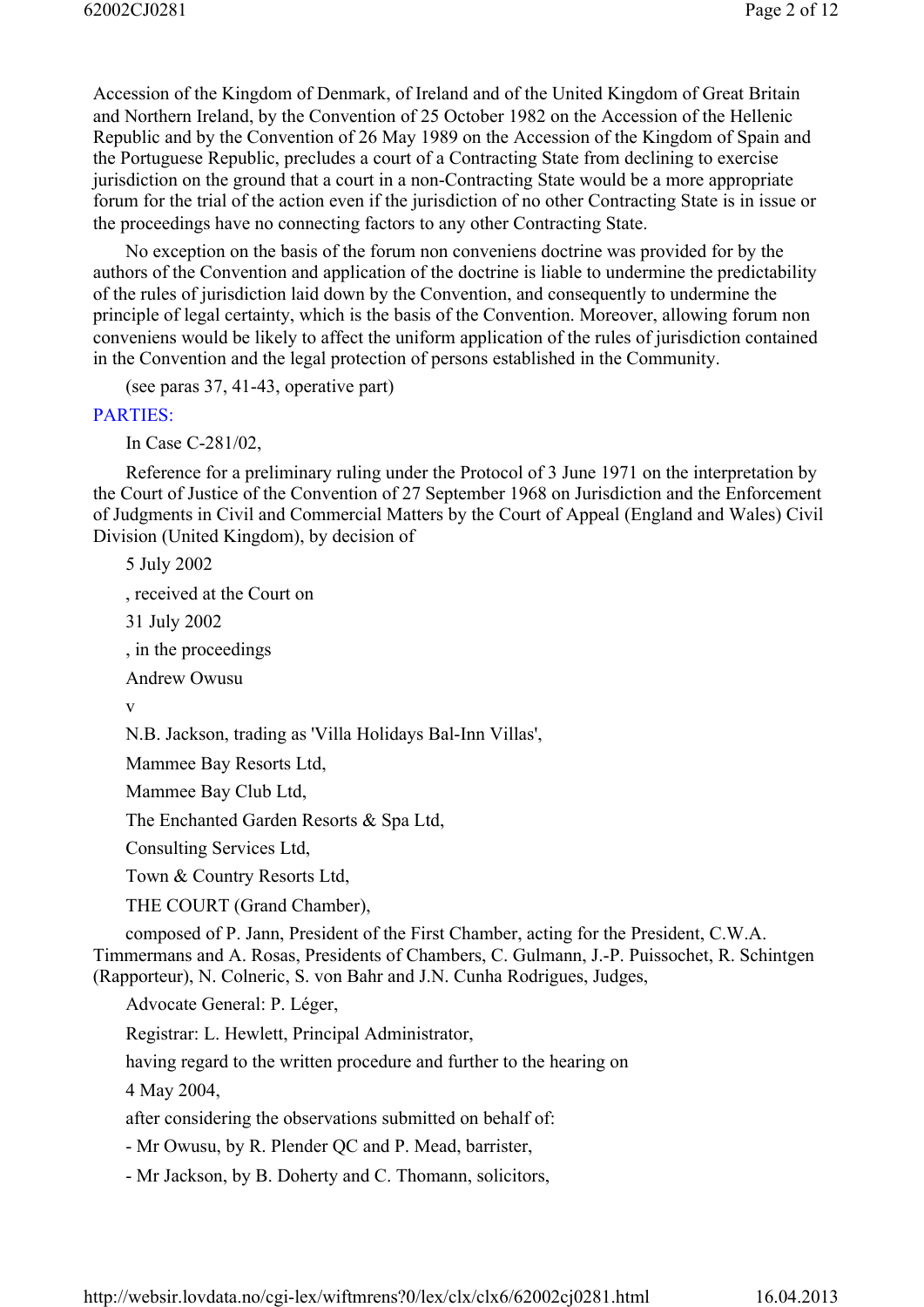Accession of the Kingdom of Denmark, of Ireland and of the United Kingdom of Great Britain and Northern Ireland, by the Convention of 25 October 1982 on the Accession of the Hellenic Republic and by the Convention of 26 May 1989 on the Accession of the Kingdom of Spain and the Portuguese Republic, precludes a court of a Contracting State from declining to exercise jurisdiction on the ground that a court in a non-Contracting State would be a more appropriate forum for the trial of the action even if the jurisdiction of no other Contracting State is in issue or the proceedings have no connecting factors to any other Contracting State.

No exception on the basis of the forum non conveniens doctrine was provided for by the authors of the Convention and application of the doctrine is liable to undermine the predictability of the rules of jurisdiction laid down by the Convention, and consequently to undermine the principle of legal certainty, which is the basis of the Convention. Moreover, allowing forum non conveniens would be likely to affect the uniform application of the rules of jurisdiction contained in the Convention and the legal protection of persons established in the Community.

(see paras 37, 41-43, operative part)

## PARTIES:

In Case C-281/02,

Reference for a preliminary ruling under the Protocol of 3 June 1971 on the interpretation by the Court of Justice of the Convention of 27 September 1968 on Jurisdiction and the Enforcement of Judgments in Civil and Commercial Matters by the Court of Appeal (England and Wales) Civil Division (United Kingdom), by decision of

5 July 2002

, received at the Court on

31 July 2002

, in the proceedings

Andrew Owusu

v

N.B. Jackson, trading as 'Villa Holidays Bal-Inn Villas',

Mammee Bay Resorts Ltd,

Mammee Bay Club Ltd,

The Enchanted Garden Resorts & Spa Ltd,

Consulting Services Ltd,

Town & Country Resorts Ltd,

THE COURT (Grand Chamber),

composed of P. Jann, President of the First Chamber, acting for the President, C.W.A. Timmermans and A. Rosas, Presidents of Chambers, C. Gulmann, J.-P. Puissochet, R. Schintgen (Rapporteur), N. Colneric, S. von Bahr and J.N. Cunha Rodrigues, Judges,

Advocate General: P. Léger,

Registrar: L. Hewlett, Principal Administrator,

having regard to the written procedure and further to the hearing on

4 May 2004,

after considering the observations submitted on behalf of:

- Mr Owusu, by R. Plender QC and P. Mead, barrister,

- Mr Jackson, by B. Doherty and C. Thomann, solicitors,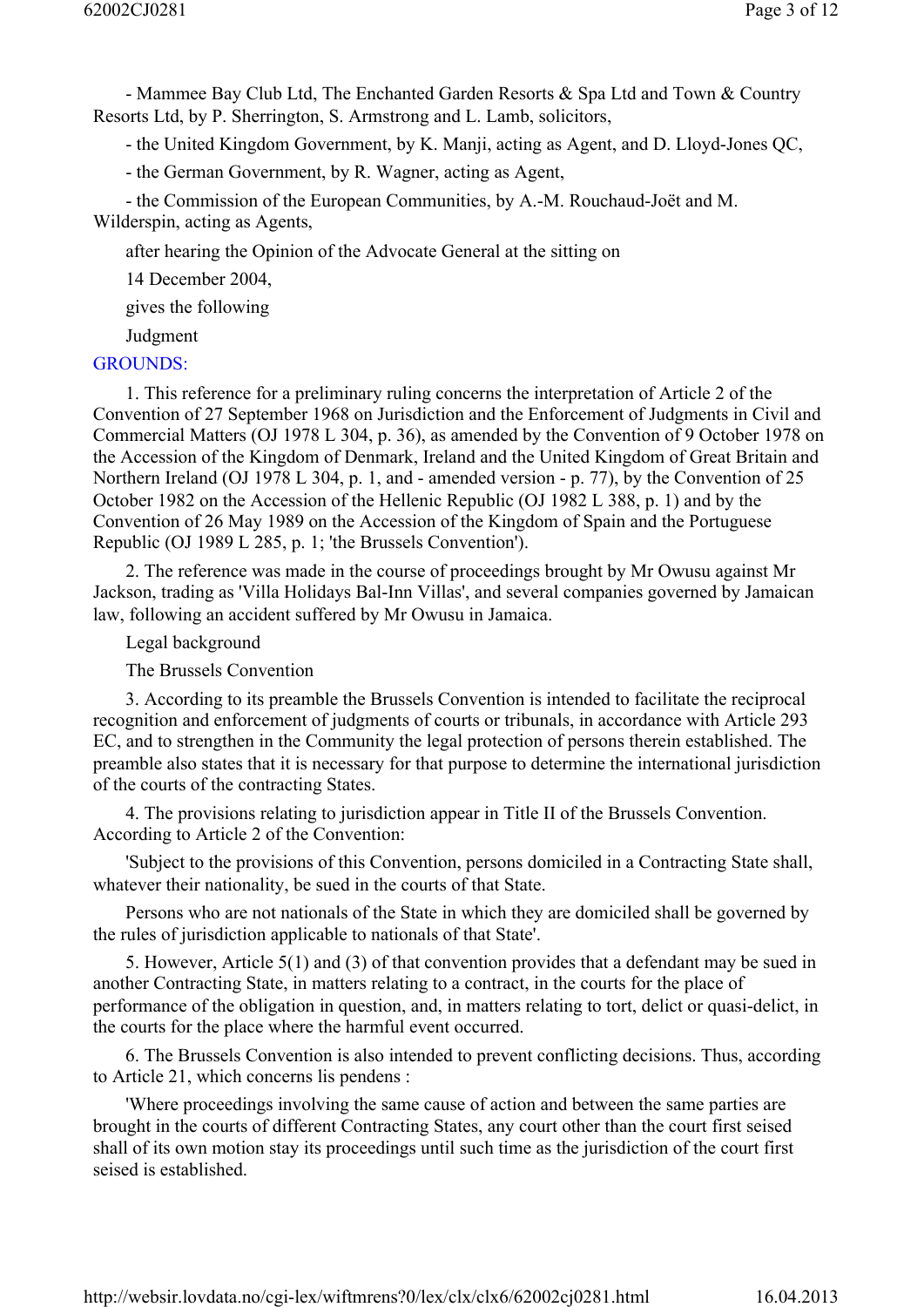- Mammee Bay Club Ltd, The Enchanted Garden Resorts & Spa Ltd and Town & Country Resorts Ltd, by P. Sherrington, S. Armstrong and L. Lamb, solicitors,

- the United Kingdom Government, by K. Manji, acting as Agent, and D. Lloyd-Jones QC,

- the German Government, by R. Wagner, acting as Agent,

- the Commission of the European Communities, by A.-M. Rouchaud-Joët and M. Wilderspin, acting as Agents,

after hearing the Opinion of the Advocate General at the sitting on

14 December 2004,

gives the following

Judgment

GROUNDS:

1. This reference for a preliminary ruling concerns the interpretation of Article 2 of the Convention of 27 September 1968 on Jurisdiction and the Enforcement of Judgments in Civil and Commercial Matters (OJ 1978 L 304, p. 36), as amended by the Convention of 9 October 1978 on the Accession of the Kingdom of Denmark, Ireland and the United Kingdom of Great Britain and Northern Ireland (OJ 1978 L 304, p. 1, and - amended version - p. 77), by the Convention of 25 October 1982 on the Accession of the Hellenic Republic (OJ 1982 L 388, p. 1) and by the Convention of 26 May 1989 on the Accession of the Kingdom of Spain and the Portuguese Republic (OJ 1989 L 285, p. 1; 'the Brussels Convention').

2. The reference was made in the course of proceedings brought by Mr Owusu against Mr Jackson, trading as 'Villa Holidays Bal-Inn Villas', and several companies governed by Jamaican law, following an accident suffered by Mr Owusu in Jamaica.

Legal background

The Brussels Convention

3. According to its preamble the Brussels Convention is intended to facilitate the reciprocal recognition and enforcement of judgments of courts or tribunals, in accordance with Article 293 EC, and to strengthen in the Community the legal protection of persons therein established. The preamble also states that it is necessary for that purpose to determine the international jurisdiction of the courts of the contracting States.

4. The provisions relating to jurisdiction appear in Title II of the Brussels Convention. According to Article 2 of the Convention:

'Subject to the provisions of this Convention, persons domiciled in a Contracting State shall, whatever their nationality, be sued in the courts of that State.

Persons who are not nationals of the State in which they are domiciled shall be governed by the rules of jurisdiction applicable to nationals of that State'.

5. However, Article 5(1) and (3) of that convention provides that a defendant may be sued in another Contracting State, in matters relating to a contract, in the courts for the place of performance of the obligation in question, and, in matters relating to tort, delict or quasi-delict, in the courts for the place where the harmful event occurred.

6. The Brussels Convention is also intended to prevent conflicting decisions. Thus, according to Article 21, which concerns lis pendens :

'Where proceedings involving the same cause of action and between the same parties are brought in the courts of different Contracting States, any court other than the court first seised shall of its own motion stay its proceedings until such time as the jurisdiction of the court first seised is established.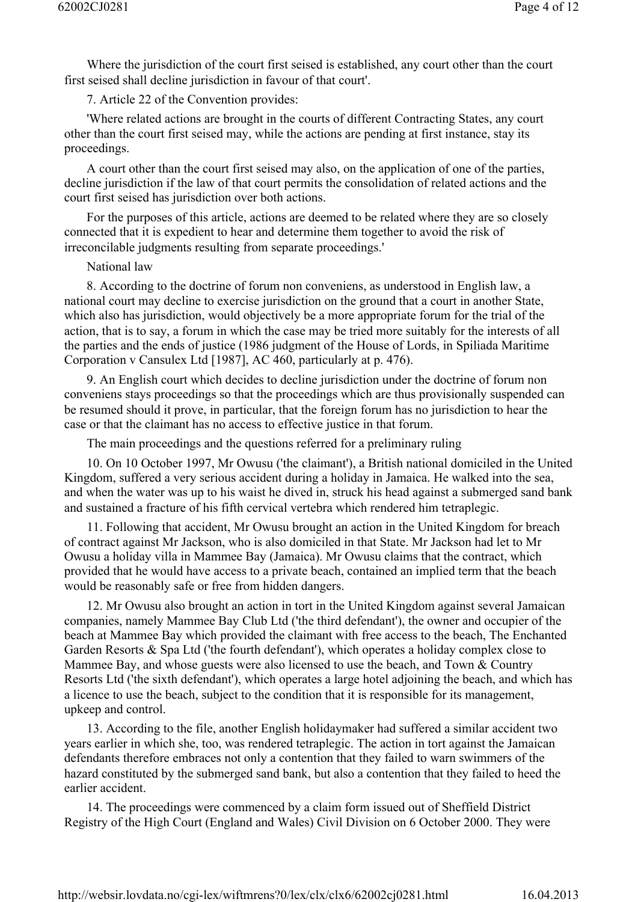Where the jurisdiction of the court first seised is established, any court other than the court first seised shall decline jurisdiction in favour of that court'.

7. Article 22 of the Convention provides:

'Where related actions are brought in the courts of different Contracting States, any court other than the court first seised may, while the actions are pending at first instance, stay its proceedings.

A court other than the court first seised may also, on the application of one of the parties, decline jurisdiction if the law of that court permits the consolidation of related actions and the court first seised has jurisdiction over both actions.

For the purposes of this article, actions are deemed to be related where they are so closely connected that it is expedient to hear and determine them together to avoid the risk of irreconcilable judgments resulting from separate proceedings.'

National law

8. According to the doctrine of forum non conveniens, as understood in English law, a national court may decline to exercise jurisdiction on the ground that a court in another State, which also has jurisdiction, would objectively be a more appropriate forum for the trial of the action, that is to say, a forum in which the case may be tried more suitably for the interests of all the parties and the ends of justice (1986 judgment of the House of Lords, in Spiliada Maritime Corporation v Cansulex Ltd [1987], AC 460, particularly at p. 476).

9. An English court which decides to decline jurisdiction under the doctrine of forum non conveniens stays proceedings so that the proceedings which are thus provisionally suspended can be resumed should it prove, in particular, that the foreign forum has no jurisdiction to hear the case or that the claimant has no access to effective justice in that forum.

The main proceedings and the questions referred for a preliminary ruling

10. On 10 October 1997, Mr Owusu ('the claimant'), a British national domiciled in the United Kingdom, suffered a very serious accident during a holiday in Jamaica. He walked into the sea, and when the water was up to his waist he dived in, struck his head against a submerged sand bank and sustained a fracture of his fifth cervical vertebra which rendered him tetraplegic.

11. Following that accident, Mr Owusu brought an action in the United Kingdom for breach of contract against Mr Jackson, who is also domiciled in that State. Mr Jackson had let to Mr Owusu a holiday villa in Mammee Bay (Jamaica). Mr Owusu claims that the contract, which provided that he would have access to a private beach, contained an implied term that the beach would be reasonably safe or free from hidden dangers.

12. Mr Owusu also brought an action in tort in the United Kingdom against several Jamaican companies, namely Mammee Bay Club Ltd ('the third defendant'), the owner and occupier of the beach at Mammee Bay which provided the claimant with free access to the beach, The Enchanted Garden Resorts & Spa Ltd ('the fourth defendant'), which operates a holiday complex close to Mammee Bay, and whose guests were also licensed to use the beach, and Town & Country Resorts Ltd ('the sixth defendant'), which operates a large hotel adjoining the beach, and which has a licence to use the beach, subject to the condition that it is responsible for its management, upkeep and control.

13. According to the file, another English holidaymaker had suffered a similar accident two years earlier in which she, too, was rendered tetraplegic. The action in tort against the Jamaican defendants therefore embraces not only a contention that they failed to warn swimmers of the hazard constituted by the submerged sand bank, but also a contention that they failed to heed the earlier accident.

14. The proceedings were commenced by a claim form issued out of Sheffield District Registry of the High Court (England and Wales) Civil Division on 6 October 2000. They were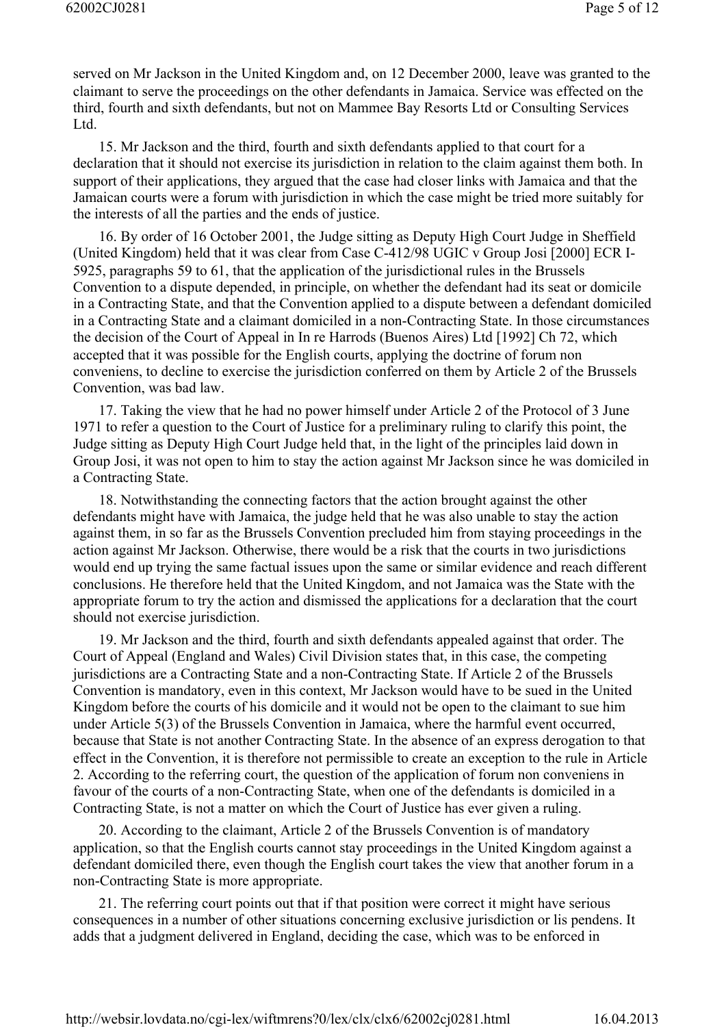served on Mr Jackson in the United Kingdom and, on 12 December 2000, leave was granted to the claimant to serve the proceedings on the other defendants in Jamaica. Service was effected on the third, fourth and sixth defendants, but not on Mammee Bay Resorts Ltd or Consulting Services Ltd.

15. Mr Jackson and the third, fourth and sixth defendants applied to that court for a declaration that it should not exercise its jurisdiction in relation to the claim against them both. In support of their applications, they argued that the case had closer links with Jamaica and that the Jamaican courts were a forum with jurisdiction in which the case might be tried more suitably for the interests of all the parties and the ends of justice.

16. By order of 16 October 2001, the Judge sitting as Deputy High Court Judge in Sheffield (United Kingdom) held that it was clear from Case C-412/98 UGIC v Group Josi [2000] ECR I-5925, paragraphs 59 to 61, that the application of the jurisdictional rules in the Brussels Convention to a dispute depended, in principle, on whether the defendant had its seat or domicile in a Contracting State, and that the Convention applied to a dispute between a defendant domiciled in a Contracting State and a claimant domiciled in a non-Contracting State. In those circumstances the decision of the Court of Appeal in In re Harrods (Buenos Aires) Ltd [1992] Ch 72, which accepted that it was possible for the English courts, applying the doctrine of forum non conveniens, to decline to exercise the jurisdiction conferred on them by Article 2 of the Brussels Convention, was bad law.

17. Taking the view that he had no power himself under Article 2 of the Protocol of 3 June 1971 to refer a question to the Court of Justice for a preliminary ruling to clarify this point, the Judge sitting as Deputy High Court Judge held that, in the light of the principles laid down in Group Josi, it was not open to him to stay the action against Mr Jackson since he was domiciled in a Contracting State.

18. Notwithstanding the connecting factors that the action brought against the other defendants might have with Jamaica, the judge held that he was also unable to stay the action against them, in so far as the Brussels Convention precluded him from staying proceedings in the action against Mr Jackson. Otherwise, there would be a risk that the courts in two jurisdictions would end up trying the same factual issues upon the same or similar evidence and reach different conclusions. He therefore held that the United Kingdom, and not Jamaica was the State with the appropriate forum to try the action and dismissed the applications for a declaration that the court should not exercise jurisdiction.

19. Mr Jackson and the third, fourth and sixth defendants appealed against that order. The Court of Appeal (England and Wales) Civil Division states that, in this case, the competing jurisdictions are a Contracting State and a non-Contracting State. If Article 2 of the Brussels Convention is mandatory, even in this context, Mr Jackson would have to be sued in the United Kingdom before the courts of his domicile and it would not be open to the claimant to sue him under Article 5(3) of the Brussels Convention in Jamaica, where the harmful event occurred, because that State is not another Contracting State. In the absence of an express derogation to that effect in the Convention, it is therefore not permissible to create an exception to the rule in Article 2. According to the referring court, the question of the application of forum non conveniens in favour of the courts of a non-Contracting State, when one of the defendants is domiciled in a Contracting State, is not a matter on which the Court of Justice has ever given a ruling.

20. According to the claimant, Article 2 of the Brussels Convention is of mandatory application, so that the English courts cannot stay proceedings in the United Kingdom against a defendant domiciled there, even though the English court takes the view that another forum in a non-Contracting State is more appropriate.

21. The referring court points out that if that position were correct it might have serious consequences in a number of other situations concerning exclusive jurisdiction or lis pendens. It adds that a judgment delivered in England, deciding the case, which was to be enforced in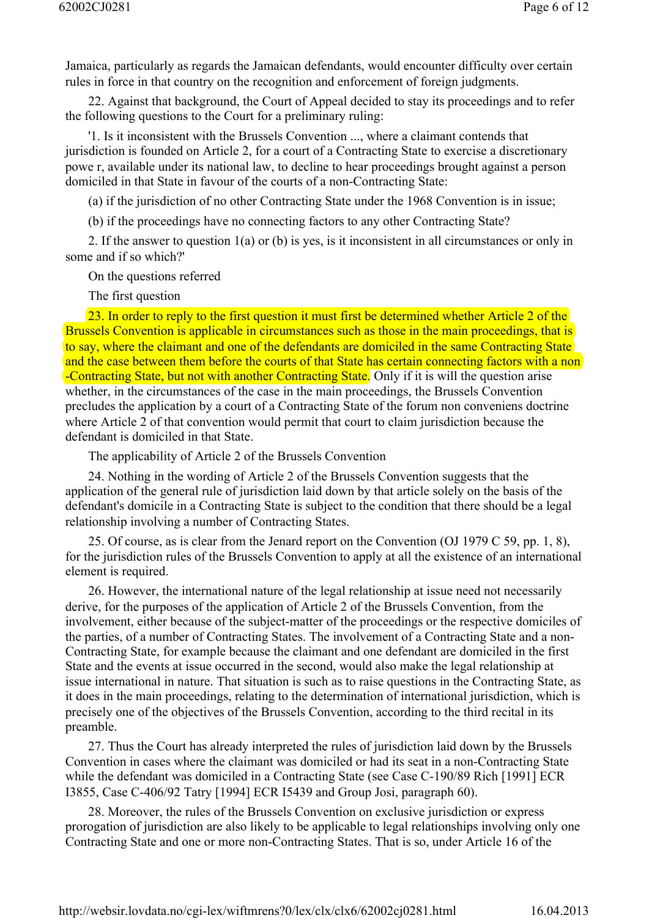Jamaica, particularly as regards the Jamaican defendants, would encounter difficulty over certain rules in force in that country on the recognition and enforcement of foreign judgments.

22. Against that background, the Court of Appeal decided to stay its proceedings and to refer the following questions to the Court for a preliminary ruling:

'1. Is it inconsistent with the Brussels Convention ..., where a claimant contends that jurisdiction is founded on Article 2, for a court of a Contracting State to exercise a discretionary powe r, available under its national law, to decline to hear proceedings brought against a person domiciled in that State in favour of the courts of a non-Contracting State:

(a) if the jurisdiction of no other Contracting State under the 1968 Convention is in issue;

(b) if the proceedings have no connecting factors to any other Contracting State?

2. If the answer to question 1(a) or (b) is yes, is it inconsistent in all circumstances or only in some and if so which?'

On the questions referred

The first question

23. In order to reply to the first question it must first be determined whether Article 2 of the Brussels Convention is applicable in circumstances such as those in the main proceedings, that is to say, where the claimant and one of the defendants are domiciled in the same Contracting State and the case between them before the courts of that State has certain connecting factors with a non-Contracting State, but not with another Contracting State. Only if it is will the question arise whether, in the circumstances of the case in the main proceedings, the Brussels Convention precludes the application by a court of a Contracting State of the forum non conveniens doctrine where Article 2 of that convention would permit that court to claim jurisdiction because the defendant is domiciled in that State.

The applicability of Article 2 of the Brussels Convention

24. Nothing in the wording of Article 2 of the Brussels Convention suggests that the application of the general rule of jurisdiction laid down by that article solely on the basis of the defendant's domicile in a Contracting State is subject to the condition that there should be a legal relationship involving a number of Contracting States.

25. Of course, as is clear from the Jenard report on the Convention (OJ 1979 C 59, pp. 1, 8), for the jurisdiction rules of the Brussels Convention to apply at all the existence of an international element is required.

26. However, the international nature of the legal relationship at issue need not necessarily derive, for the purposes of the application of Article 2 of the Brussels Convention, from the involvement, either because of the subject-matter of the proceedings or the respective domiciles of the parties, of a number of Contracting States. The involvement of a Contracting State and a non-Contracting State, for example because the claimant and one defendant are domiciled in the first State and the events at issue occurred in the second, would also make the legal relationship at issue international in nature. That situation is such as to raise questions in the Contracting State, as it does in the main proceedings, relating to the determination of international jurisdiction, which is precisely one of the objectives of the Brussels Convention, according to the third recital in its preamble.

27. Thus the Court has already interpreted the rules of jurisdiction laid down by the Brussels Convention in cases where the claimant was domiciled or had its seat in a non-Contracting State while the defendant was domiciled in a Contracting State (see Case C-190/89 Rich [1991] ECR I3855, Case C-406/92 Tatry [1994] ECR I5439 and Group Josi, paragraph 60).

28. Moreover, the rules of the Brussels Convention on exclusive jurisdiction or express prorogation of jurisdiction are also likely to be applicable to legal relationships involving only one Contracting State and one or more non-Contracting States. That is so, under Article 16 of the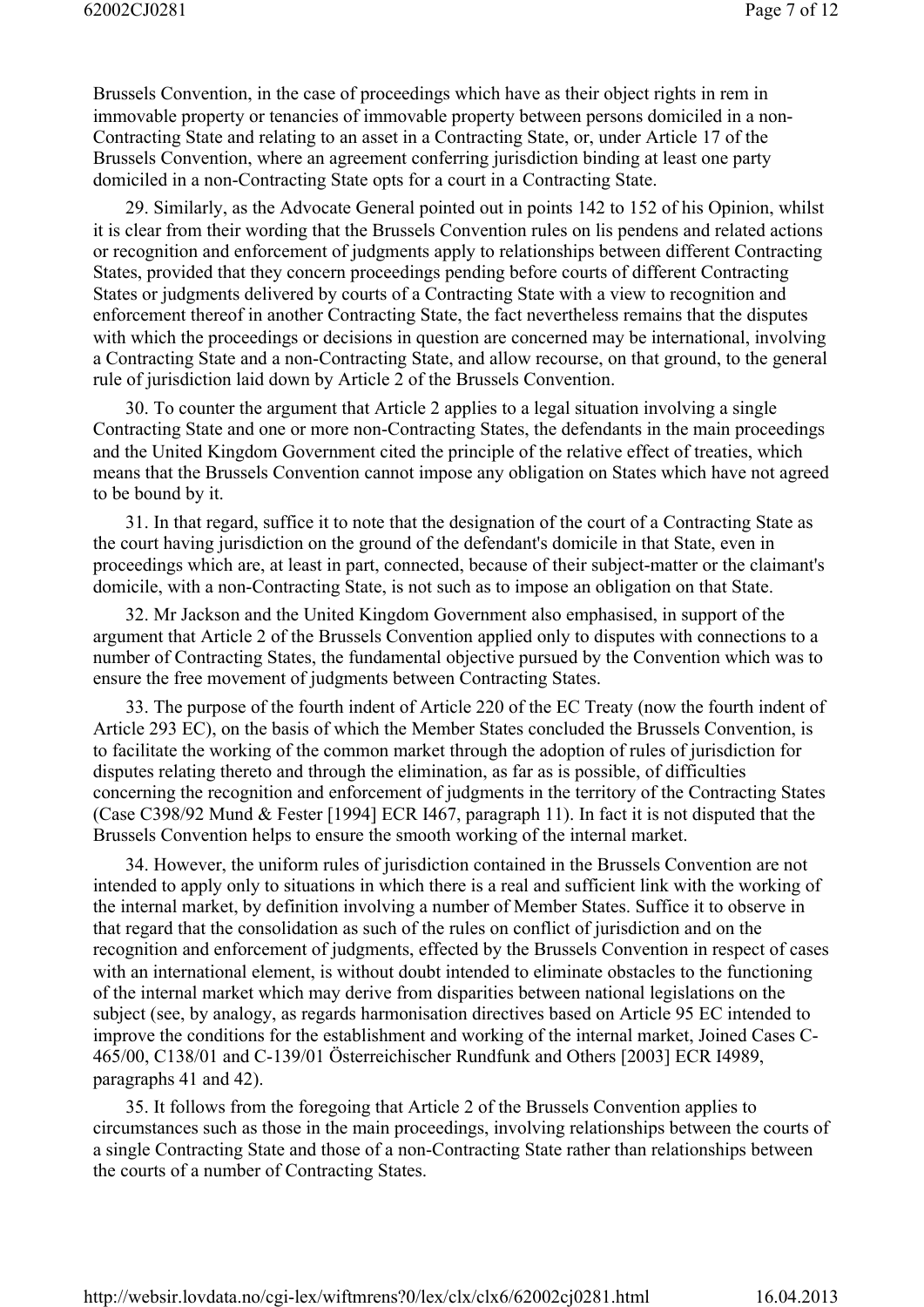Brussels Convention, in the case of proceedings which have as their object rights in rem in immovable property or tenancies of immovable property between persons domiciled in a non-Contracting State and relating to an asset in a Contracting State, or, under Article 17 of the Brussels Convention, where an agreement conferring jurisdiction binding at least one party domiciled in a non-Contracting State opts for a court in a Contracting State.

29. Similarly, as the Advocate General pointed out in points 142 to 152 of his Opinion, whilst it is clear from their wording that the Brussels Convention rules on lis pendens and related actions or recognition and enforcement of judgments apply to relationships between different Contracting States, provided that they concern proceedings pending before courts of different Contracting States or judgments delivered by courts of a Contracting State with a view to recognition and enforcement thereof in another Contracting State, the fact nevertheless remains that the disputes with which the proceedings or decisions in question are concerned may be international, involving a Contracting State and a non-Contracting State, and allow recourse, on that ground, to the general rule of jurisdiction laid down by Article 2 of the Brussels Convention.

30. To counter the argument that Article 2 applies to a legal situation involving a single Contracting State and one or more non-Contracting States, the defendants in the main proceedings and the United Kingdom Government cited the principle of the relative effect of treaties, which means that the Brussels Convention cannot impose any obligation on States which have not agreed to be bound by it.

31. In that regard, suffice it to note that the designation of the court of a Contracting State as the court having jurisdiction on the ground of the defendant's domicile in that State, even in proceedings which are, at least in part, connected, because of their subject-matter or the claimant's domicile, with a non-Contracting State, is not such as to impose an obligation on that State.

32. Mr Jackson and the United Kingdom Government also emphasised, in support of the argument that Article 2 of the Brussels Convention applied only to disputes with connections to a number of Contracting States, the fundamental objective pursued by the Convention which was to ensure the free movement of judgments between Contracting States.

33. The purpose of the fourth indent of Article 220 of the EC Treaty (now the fourth indent of Article 293 EC), on the basis of which the Member States concluded the Brussels Convention, is to facilitate the working of the common market through the adoption of rules of jurisdiction for disputes relating thereto and through the elimination, as far as is possible, of difficulties concerning the recognition and enforcement of judgments in the territory of the Contracting States (Case C398/92 Mund & Fester [1994] ECR I467, paragraph 11). In fact it is not disputed that the Brussels Convention helps to ensure the smooth working of the internal market.

34. However, the uniform rules of jurisdiction contained in the Brussels Convention are not intended to apply only to situations in which there is a real and sufficient link with the working of the internal market, by definition involving a number of Member States. Suffice it to observe in that regard that the consolidation as such of the rules on conflict of jurisdiction and on the recognition and enforcement of judgments, effected by the Brussels Convention in respect of cases with an international element, is without doubt intended to eliminate obstacles to the functioning of the internal market which may derive from disparities between national legislations on the subject (see, by analogy, as regards harmonisation directives based on Article 95 EC intended to improve the conditions for the establishment and working of the internal market, Joined Cases C-465/00, C138/01 and C-139/01 Österreichischer Rundfunk and Others [2003] ECR I4989, paragraphs 41 and 42).

35. It follows from the foregoing that Article 2 of the Brussels Convention applies to circumstances such as those in the main proceedings, involving relationships between the courts of a single Contracting State and those of a non-Contracting State rather than relationships between the courts of a number of Contracting States.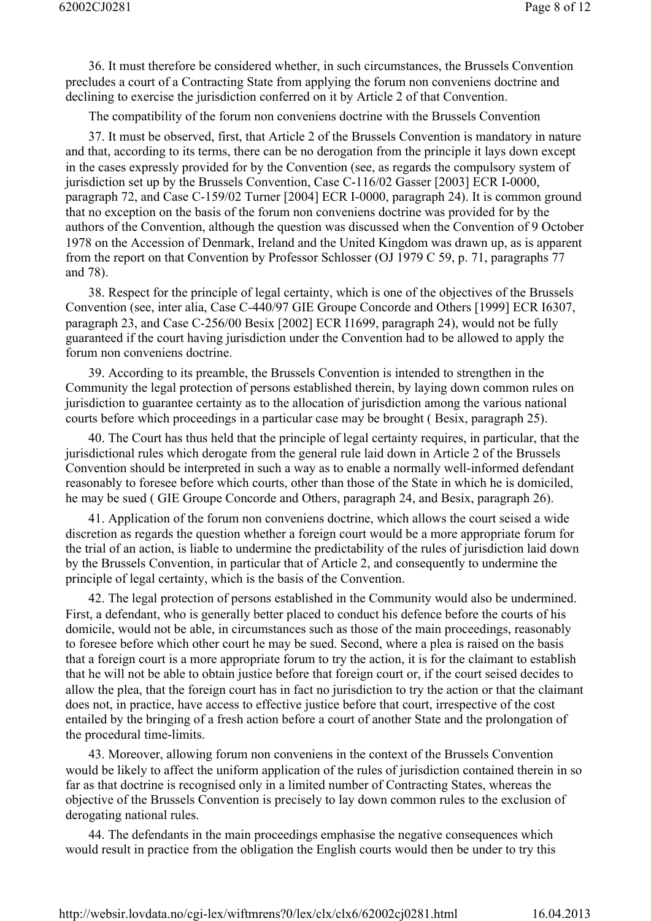36. It must therefore be considered whether, in such circumstances, the Brussels Convention precludes a court of a Contracting State from applying the forum non conveniens doctrine and declining to exercise the jurisdiction conferred on it by Article 2 of that Convention.

The compatibility of the forum non conveniens doctrine with the Brussels Convention

37. It must be observed, first, that Article 2 of the Brussels Convention is mandatory in nature and that, according to its terms, there can be no derogation from the principle it lays down except in the cases expressly provided for by the Convention (see, as regards the compulsory system of jurisdiction set up by the Brussels Convention, Case C-116/02 Gasser [2003] ECR I-0000, paragraph 72, and Case C-159/02 Turner [2004] ECR I-0000, paragraph 24). It is common ground that no exception on the basis of the forum non conveniens doctrine was provided for by the authors of the Convention, although the question was discussed when the Convention of 9 October 1978 on the Accession of Denmark, Ireland and the United Kingdom was drawn up, as is apparent from the report on that Convention by Professor Schlosser (OJ 1979 C 59, p. 71, paragraphs 77 and 78).

38. Respect for the principle of legal certainty, which is one of the objectives of the Brussels Convention (see, inter alia, Case C-440/97 GIE Groupe Concorde and Others [1999] ECR I6307, paragraph 23, and Case C-256/00 Besix [2002] ECR I1699, paragraph 24), would not be fully guaranteed if the court having jurisdiction under the Convention had to be allowed to apply the forum non conveniens doctrine.

39. According to its preamble, the Brussels Convention is intended to strengthen in the Community the legal protection of persons established therein, by laying down common rules on jurisdiction to guarantee certainty as to the allocation of jurisdiction among the various national courts before which proceedings in a particular case may be brought ( Besix, paragraph 25).

40. The Court has thus held that the principle of legal certainty requires, in particular, that the jurisdictional rules which derogate from the general rule laid down in Article 2 of the Brussels Convention should be interpreted in such a way as to enable a normally well-informed defendant reasonably to foresee before which courts, other than those of the State in which he is domiciled, he may be sued ( GIE Groupe Concorde and Others, paragraph 24, and Besix, paragraph 26).

41. Application of the forum non conveniens doctrine, which allows the court seised a wide discretion as regards the question whether a foreign court would be a more appropriate forum for the trial of an action, is liable to undermine the predictability of the rules of jurisdiction laid down by the Brussels Convention, in particular that of Article 2, and consequently to undermine the principle of legal certainty, which is the basis of the Convention.

42. The legal protection of persons established in the Community would also be undermined. First, a defendant, who is generally better placed to conduct his defence before the courts of his domicile, would not be able, in circumstances such as those of the main proceedings, reasonably to foresee before which other court he may be sued. Second, where a plea is raised on the basis that a foreign court is a more appropriate forum to try the action, it is for the claimant to establish that he will not be able to obtain justice before that foreign court or, if the court seised decides to allow the plea, that the foreign court has in fact no jurisdiction to try the action or that the claimant does not, in practice, have access to effective justice before that court, irrespective of the cost entailed by the bringing of a fresh action before a court of another State and the prolongation of the procedural time-limits.

43. Moreover, allowing forum non conveniens in the context of the Brussels Convention would be likely to affect the uniform application of the rules of jurisdiction contained therein in so far as that doctrine is recognised only in a limited number of Contracting States, whereas the objective of the Brussels Convention is precisely to lay down common rules to the exclusion of derogating national rules.

44. The defendants in the main proceedings emphasise the negative consequences which would result in practice from the obligation the English courts would then be under to try this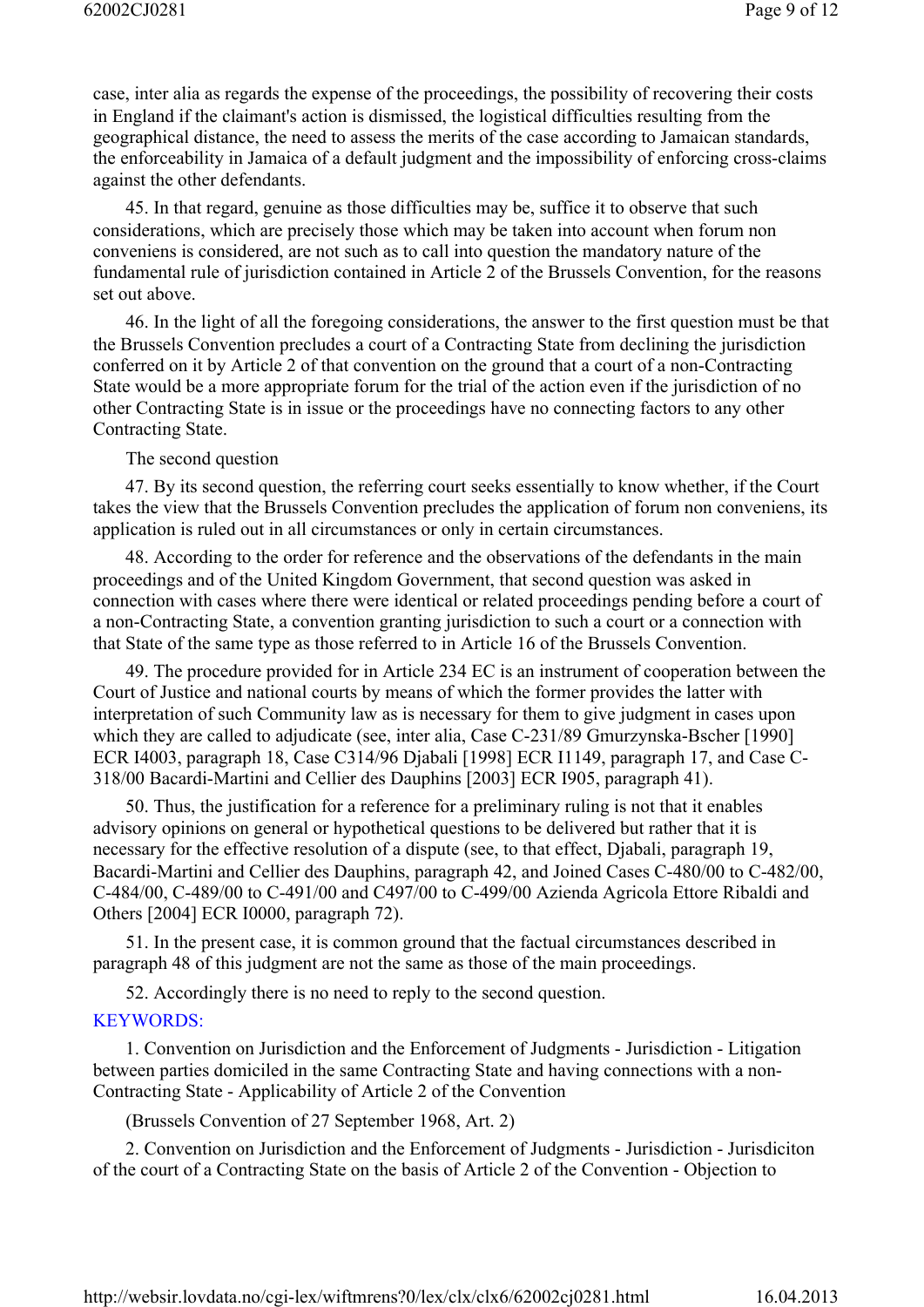case, inter alia as regards the expense of the proceedings, the possibility of recovering their costs in England if the claimant's action is dismissed, the logistical difficulties resulting from the geographical distance, the need to assess the merits of the case according to Jamaican standards, the enforceability in Jamaica of a default judgment and the impossibility of enforcing cross-claims against the other defendants.

45. In that regard, genuine as those difficulties may be, suffice it to observe that such considerations, which are precisely those which may be taken into account when forum non conveniens is considered, are not such as to call into question the mandatory nature of the fundamental rule of jurisdiction contained in Article 2 of the Brussels Convention, for the reasons set out above.

46. In the light of all the foregoing considerations, the answer to the first question must be that the Brussels Convention precludes a court of a Contracting State from declining the jurisdiction conferred on it by Article 2 of that convention on the ground that a court of a non-Contracting State would be a more appropriate forum for the trial of the action even if the jurisdiction of no other Contracting State is in issue or the proceedings have no connecting factors to any other Contracting State.

The second question

47. By its second question, the referring court seeks essentially to know whether, if the Court takes the view that the Brussels Convention precludes the application of forum non conveniens, its application is ruled out in all circumstances or only in certain circumstances.

48. According to the order for reference and the observations of the defendants in the main proceedings and of the United Kingdom Government, that second question was asked in connection with cases where there were identical or related proceedings pending before a court of a non-Contracting State, a convention granting jurisdiction to such a court or a connection with that State of the same type as those referred to in Article 16 of the Brussels Convention.

49. The procedure provided for in Article 234 EC is an instrument of cooperation between the Court of Justice and national courts by means of which the former provides the latter with interpretation of such Community law as is necessary for them to give judgment in cases upon which they are called to adjudicate (see, inter alia, Case C-231/89 Gmurzynska-Bscher [1990] ECR I4003, paragraph 18, Case C314/96 Djabali [1998] ECR I1149, paragraph 17, and Case C-318/00 Bacardi-Martini and Cellier des Dauphins [2003] ECR I905, paragraph 41).

50. Thus, the justification for a reference for a preliminary ruling is not that it enables advisory opinions on general or hypothetical questions to be delivered but rather that it is necessary for the effective resolution of a dispute (see, to that effect, Djabali, paragraph 19, Bacardi-Martini and Cellier des Dauphins, paragraph 42, and Joined Cases C-480/00 to C-482/00, C-484/00, C-489/00 to C-491/00 and C497/00 to C-499/00 Azienda Agricola Ettore Ribaldi and Others [2004] ECR I0000, paragraph 72).

51. In the present case, it is common ground that the factual circumstances described in paragraph 48 of this judgment are not the same as those of the main proceedings.

52. Accordingly there is no need to reply to the second question.

KEYWORDS:

1. Convention on Jurisdiction and the Enforcement of Judgments - Jurisdiction - Litigation between parties domiciled in the same Contracting State and having connections with a non-Contracting State - Applicability of Article 2 of the Convention

(Brussels Convention of 27 September 1968, Art. 2)

2. Convention on Jurisdiction and the Enforcement of Judgments - Jurisdiction - Jurisdiciton of the court of a Contracting State on the basis of Article 2 of the Convention - Objection to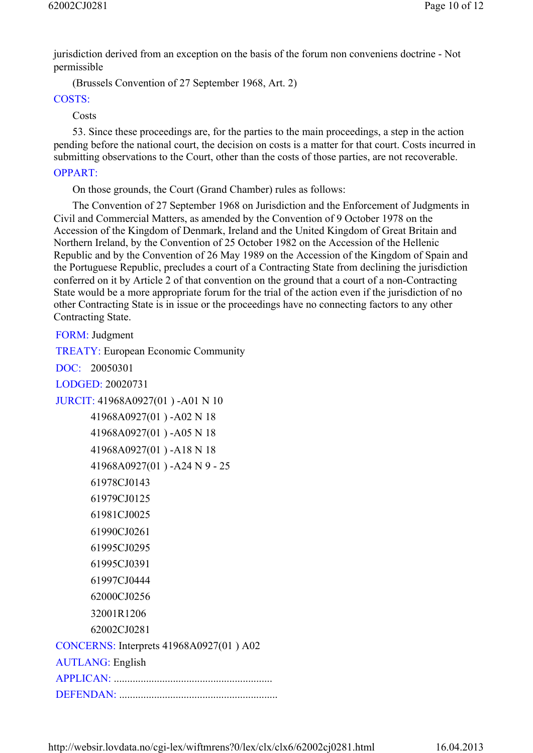jurisdiction derived from an exception on the basis of the forum non conveniens doctrine - Not permissible

(Brussels Convention of 27 September 1968, Art. 2)

COSTS:

Costs

53. Since these proceedings are, for the parties to the main proceedings, a step in the action pending before the national court, the decision on costs is a matter for that court. Costs incurred in submitting observations to the Court, other than the costs of those parties, are not recoverable.

OPPART:

On those grounds, the Court (Grand Chamber) rules as follows:

The Convention of 27 September 1968 on Jurisdiction and the Enforcement of Judgments in Civil and Commercial Matters, as amended by the Convention of 9 October 1978 on the Accession of the Kingdom of Denmark, Ireland and the United Kingdom of Great Britain and Northern Ireland, by the Convention of 25 October 1982 on the Accession of the Hellenic Republic and by the Convention of 26 May 1989 on the Accession of the Kingdom of Spain and the Portuguese Republic, precludes a court of a Contracting State from declining the jurisdiction conferred on it by Article 2 of that convention on the ground that a court of a non-Contracting State would be a more appropriate forum for the trial of the action even if the jurisdiction of no other Contracting State is in issue or the proceedings have no connecting factors to any other Contracting State.

FORM: Judgment

TREATY: European Economic Community

DOC: 20050301

LODGED: 20020731

JURCIT: 41968A0927(01 ) -A01 N 10
41968A0927(01 ) -A02 N 18
41968A0927(01 ) -A05 N 18
41968A0927(01 ) -A18 N 18
41968A0927(01 ) -A24 N 9 - 25
61978CJ0143
61979CJ0125
61981CJ0025
61990CJ0261
61995CJ0295
61995CJ0391
61997CJ0444
62000CJ0256
32001R1206
62002CJ0281

CONCERNS: Interprets 41968A0927(01 ) A02

AUTLANG: English

APPLICAN: ..........................................................

DEFENDAN: ..........................................................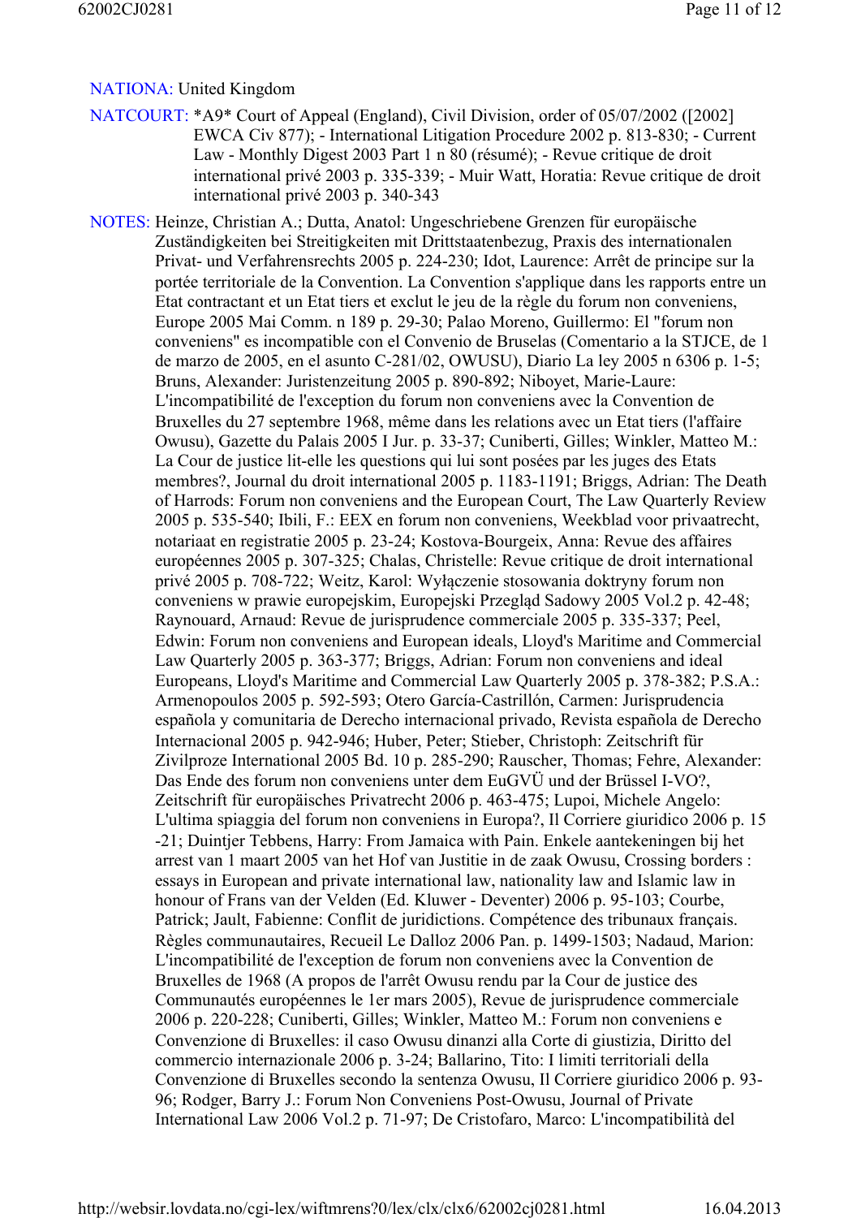NATIONA: United Kingdom

NATCOURT: *A9* Court of Appeal (England), Civil Division, order of 05/07/2002 ([2002] EWCA Civ 877); - International Litigation Procedure 2002 p. 813-830; - Current Law - Monthly Digest 2003 Part 1 n 80 (résumé); - Revue critique de droit international privé 2003 p. 335-339; - Muir Watt, Horatia: Revue critique de droit international privé 2003 p. 340-343

NOTES: Heinze, Christian A.; Dutta, Anatol: Ungeschriebene Grenzen für europäische Zuständigkeiten bei Streitigkeiten mit Drittstaatenbezug, Praxis des internationalen Privat- und Verfahrensrechts 2005 p. 224-230; Idot, Laurence: Arrêt de principe sur la portée territoriale de la Convention. La Convention s'applique dans les rapports entre un Etat contractant et un Etat tiers et exclut le jeu de la règle du forum non conveniens, Europe 2005 Mai Comm. n 189 p. 29-30; Palao Moreno, Guillermo: El "forum non conveniens" es incompatible con el Convenio de Bruselas (Comentario a la STJCE, de 1 de marzo de 2005, en el asunto C-281/02, OWUSU), Diario La ley 2005 n 6306 p. 1-5; Bruns, Alexander: Juristenzeitung 2005 p. 890-892; Niboyet, Marie-Laure: L'incompatibilité de l'exception du forum non conveniens avec la Convention de Bruxelles du 27 septembre 1968, même dans les relations avec un Etat tiers (l'affaire Owusu), Gazette du Palais 2005 I Jur. p. 33-37; Cuniberti, Gilles; Winkler, Matteo M.: La Cour de justice lit-elle les questions qui lui sont posées par les juges des Etats membres?, Journal du droit international 2005 p. 1183-1191; Briggs, Adrian: The Death of Harrods: Forum non conveniens and the European Court, The Law Quarterly Review 2005 p. 535-540; Ibili, F.: EEX en forum non conveniens, Weekblad voor privaatrecht, notariaat en registratie 2005 p. 23-24; Kostova-Bourgeix, Anna: Revue des affaires européennes 2005 p. 307-325; Chalas, Christelle: Revue critique de droit international privé 2005 p. 708-722; Weitz, Karol: Wyłączenie stosowania doktryny forum non conveniens w prawie europejskim, Europejski Przegląd Sadowy 2005 Vol.2 p. 42-48; Raynouard, Arnaud: Revue de jurisprudence commerciale 2005 p. 335-337; Peel, Edwin: Forum non conveniens and European ideals, Lloyd's Maritime and Commercial Law Quarterly 2005 p. 363-377; Briggs, Adrian: Forum non conveniens and ideal Europeans, Lloyd's Maritime and Commercial Law Quarterly 2005 p. 378-382; P.S.A.: Armenopoulos 2005 p. 592-593; Otero García-Castrillón, Carmen: Jurisprudencia española y comunitaria de Derecho internacional privado, Revista española de Derecho Internacional 2005 p. 942-946; Huber, Peter; Stieber, Christoph: Zeitschrift für Zivilprozess International 2005 Bd. 10 p. 285-290; Rauscher, Thomas; Fehre, Alexander: Das Ende des forum non conveniens unter dem EuGVÜ und der Brüssel I-VO?, Zeitschrift für europäisches Privatrecht 2006 p. 463-475; Lupoi, Michele Angelo: L'ultima spiaggia del forum non conveniens in Europa?, Il Corriere giuridico 2006 p. 15 -21; Duintjer Tebbens, Harry: From Jamaica with Pain. Enkele aantekeningen bij het arrest van 1 maart 2005 van het Hof van Justitie in de zaak Owusu, Crossing borders : essays in European and private international law, nationality law and Islamic law in honour of Frans van der Velden (Ed. Kluwer - Deventer) 2006 p. 95-103; Courbe, Patrick; Jault, Fabienne: Conflit de juridictions. Compétence des tribunaux français. Règles communautaires, Recueil Le Dalloz 2006 Pan. p. 1499-1503; Nadaud, Marion: L'incompatibilité de l'exception de forum non conveniens avec la Convention de Bruxelles de 1968 (A propos de l'arrêt Owusu rendu par la Cour de justice des Communautés européennes le 1er mars 2005), Revue de jurisprudence commerciale 2006 p. 220-228; Cuniberti, Gilles; Winkler, Matteo M.: Forum non conveniens e Convenzione di Bruxelles: il caso Owusu dinanzi alla Corte di giustizia, Diritto del commercio internazionale 2006 p. 3-24; Ballarino, Tito: I limiti territoriali della Convenzione di Bruxelles secondo la sentenza Owusu, Il Corriere giuridico 2006 p. 93-96; Rodger, Barry J.: Forum Non Conveniens Post-Owusu, Journal of Private International Law 2006 Vol.2 p. 71-97; De Cristofaro, Marco: L'incompatibilità del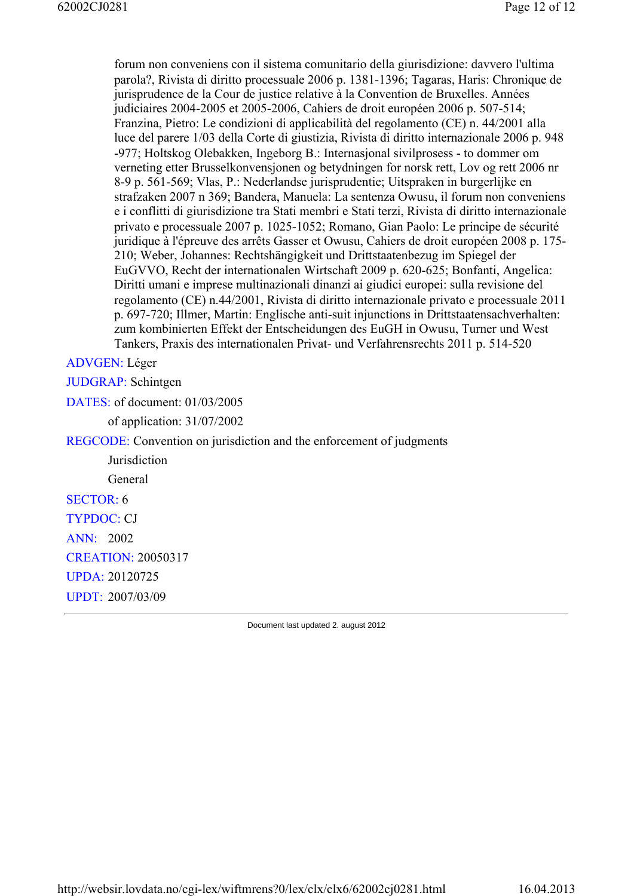forum non conveniens con il sistema comunitario della giurisdizione: davvero l'ultima parola?, Rivista di diritto processuale 2006 p. 1381-1396; Tagaras, Haris: Chronique de jurisprudence de la Cour de justice relative à la Convention de Bruxelles. Années judiciaires 2004-2005 et 2005-2006, Cahiers de droit européen 2006 p. 507-514; Franzina, Pietro: Le condizioni di applicabilità del regolamento (CE) n. 44/2001 alla luce del parere 1/03 della Corte di giustizia, Rivista di diritto internazionale 2006 p. 948 -977; Holtskog Olebakken, Ingeborg B.: Internasjonal sivilprosess - to dommer om verneting etter Brusselkonvensjonen og betydningen for norsk rett, Lov og rett 2006 nr 8-9 p. 561-569; Vlas, P.: Nederlandse jurisprudentie; Uitspraken in burgerlijke en strafzaken 2007 n 369; Bandera, Manuela: La sentenza Owusu, il forum non conveniens e i conflitti di giurisdizione tra Stati membri e Stati terzi, Rivista di diritto internazionale privato e processuale 2007 p. 1025-1052; Romano, Gian Paolo: Le principe de sécurité juridique à l'épreuve des arrêts Gasser et Owusu, Cahiers de droit européen 2008 p. 175-210; Weber, Johannes: Rechtshängigkeit und Drittstaatenbezug im Spiegel der EuGVVO, Recht der internationalen Wirtschaft 2009 p. 620-625; Bonfanti, Angelica: Diritti umani e imprese multinazionali dinanzi ai giudici europei: sulla revisione del regolamento (CE) n.44/2001, Rivista di diritto internazionale privato e processuale 2011 p. 697-720; Illmer, Martin: Englische anti-suit injunctions in Drittstaatensachverhalten: zum kombinierten Effekt der Entscheidungen des EuGH in Owusu, Turner und West Tankers, Praxis des internationalen Privat- und Verfahrensrechts 2011 p. 514-520

ADVGEN: Léger

JUDGRAP: Schintgen

DATES: of document: 01/03/2005
of application: 31/07/2002

REGCODE: Convention on jurisdiction and the enforcement of judgments
Jurisdiction
General

SECTOR: 6

TYPDOC: CJ

ANN: 2002

CREATION: 20050317

UPDA: 20120725

UPDT: 2007/03/09

---

Document last updated 2. august 2012